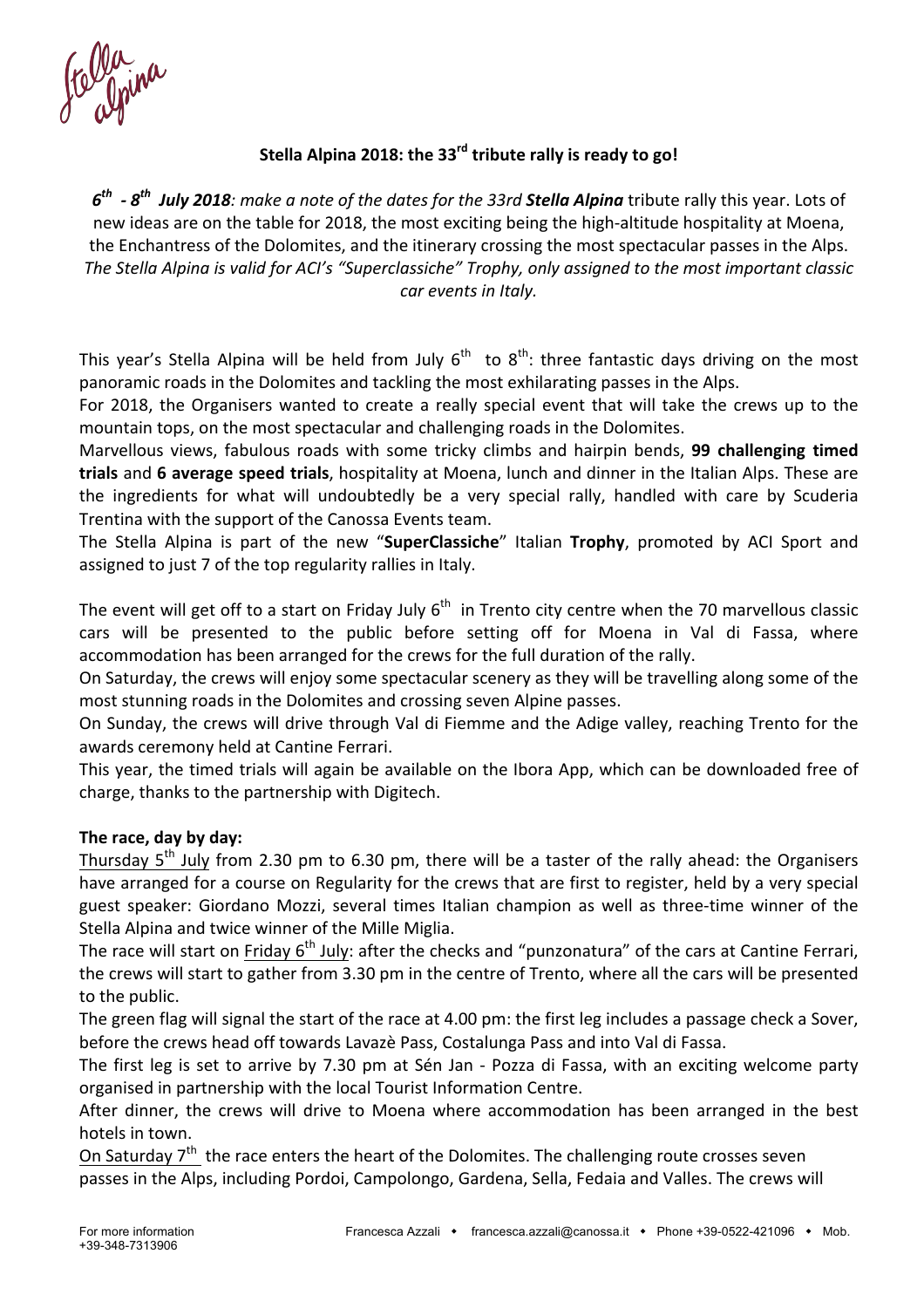**Stella Alpina 2018: the 33rd tribute rally is ready to go!**

*6th - 8th July 2018: make a note of the dates for the 33rd* ***Stella Alpina*** *tribute rally this year. Lots of new ideas are on the table for 2018, the most exciting being the high-altitude hospitality at Moena, the Enchantress of the Dolomites, and the itinerary crossing the most spectacular passes in the Alps. The Stella Alpina is valid for ACI's "Superclassiche" Trophy, only assigned to the most important classic car events in Italy.*

This year's Stella Alpina will be held from July 6th to 8th: three fantastic days driving on the most panoramic roads in the Dolomites and tackling the most exhilarating passes in the Alps.

For 2018, the Organisers wanted to create a really special event that will take the crews up to the mountain tops, on the most spectacular and challenging roads in the Dolomites.

Marvellous views, fabulous roads with some tricky climbs and hairpin bends, **99 challenging timed trials** and **6 average speed trials**, hospitality at Moena, lunch and dinner in the Italian Alps. These are the ingredients for what will undoubtedly be a very special rally, handled with care by Scuderia Trentina with the support of the Canossa Events team.

The Stella Alpina is part of the new "**SuperClassiche**" Italian **Trophy**, promoted by ACI Sport and assigned to just 7 of the top regularity rallies in Italy.

The event will get off to a start on Friday July 6th in Trento city centre when the 70 marvellous classic cars will be presented to the public before setting off for Moena in Val di Fassa, where accommodation has been arranged for the crews for the full duration of the rally.

On Saturday, the crews will enjoy some spectacular scenery as they will be travelling along some of the most stunning roads in the Dolomites and crossing seven Alpine passes.

On Sunday, the crews will drive through Val di Fiemme and the Adige valley, reaching Trento for the awards ceremony held at Cantine Ferrari.

This year, the timed trials will again be available on the Ibora App, which can be downloaded free of charge, thanks to the partnership with Digitech.

**The race, day by day:**

Thursday 5th July from 2.30 pm to 6.30 pm, there will be a taster of the rally ahead: the Organisers have arranged for a course on Regularity for the crews that are first to register, held by a very special guest speaker: Giordano Mozzi, several times Italian champion as well as three-time winner of the Stella Alpina and twice winner of the Mille Miglia.

The race will start on Friday 6th July: after the checks and "punzonatura" of the cars at Cantine Ferrari, the crews will start to gather from 3.30 pm in the centre of Trento, where all the cars will be presented to the public.

The green flag will signal the start of the race at 4.00 pm: the first leg includes a passage check a Sover, before the crews head off towards Lavazè Pass, Costalunga Pass and into Val di Fassa.

The first leg is set to arrive by 7.30 pm at Sén Jan - Pozza di Fassa, with an exciting welcome party organised in partnership with the local Tourist Information Centre.

After dinner, the crews will drive to Moena where accommodation has been arranged in the best hotels in town.

On Saturday 7th the race enters the heart of the Dolomites. The challenging route crosses seven passes in the Alps, including Pordoi, Campolongo, Gardena, Sella, Fedaia and Valles. The crews will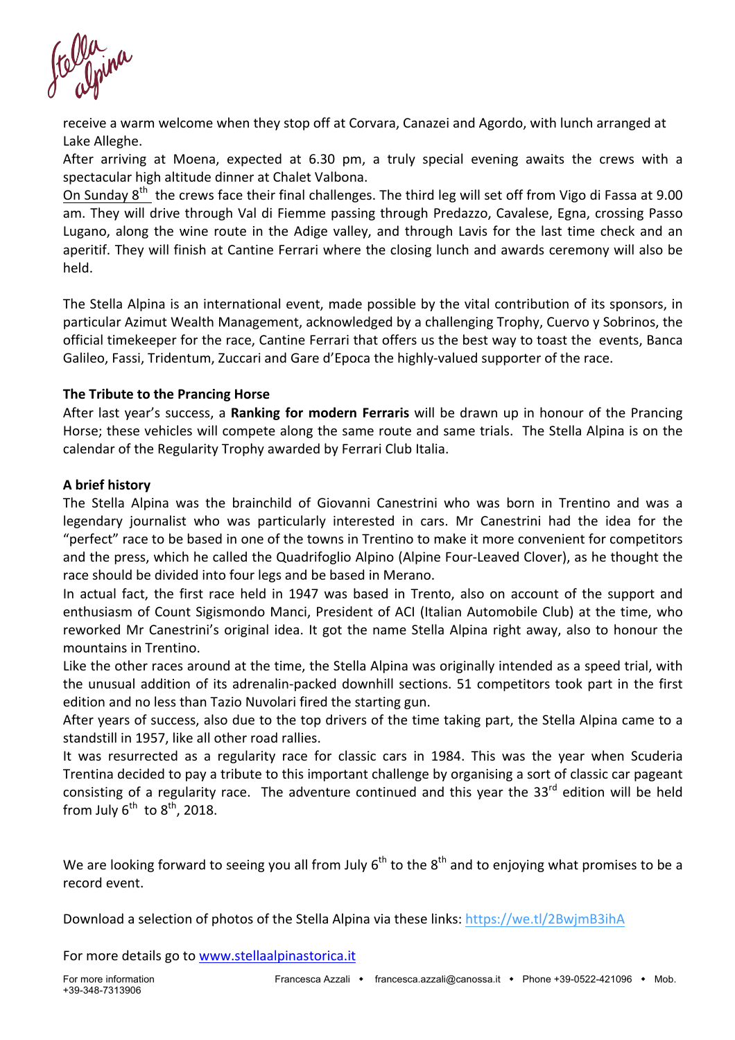receive a warm welcome when they stop off at Corvara, Canazei and Agordo, with lunch arranged at Lake Alleghe.

After arriving at Moena, expected at 6.30 pm, a truly special evening awaits the crews with a spectacular high altitude dinner at Chalet Valbona.

On Sunday 8th the crews face their final challenges. The third leg will set off from Vigo di Fassa at 9.00 am. They will drive through Val di Fiemme passing through Predazzo, Cavalese, Egna, crossing Passo Lugano, along the wine route in the Adige valley, and through Lavis for the last time check and an aperitif. They will finish at Cantine Ferrari where the closing lunch and awards ceremony will also be held.

The Stella Alpina is an international event, made possible by the vital contribution of its sponsors, in particular Azimut Wealth Management, acknowledged by a challenging Trophy, Cuervo y Sobrinos, the official timekeeper for the race, Cantine Ferrari that offers us the best way to toast the events, Banca Galileo, Fassi, Tridentum, Zuccari and Gare d'Epoca the highly-valued supporter of the race.

**The Tribute to the Prancing Horse**

After last year's success, a **Ranking for modern Ferraris** will be drawn up in honour of the Prancing Horse; these vehicles will compete along the same route and same trials. The Stella Alpina is on the calendar of the Regularity Trophy awarded by Ferrari Club Italia.

**A brief history**

The Stella Alpina was the brainchild of Giovanni Canestrini who was born in Trentino and was a legendary journalist who was particularly interested in cars. Mr Canestrini had the idea for the "perfect" race to be based in one of the towns in Trentino to make it more convenient for competitors and the press, which he called the Quadrifoglio Alpino (Alpine Four-Leaved Clover), as he thought the race should be divided into four legs and be based in Merano.

In actual fact, the first race held in 1947 was based in Trento, also on account of the support and enthusiasm of Count Sigismondo Manci, President of ACI (Italian Automobile Club) at the time, who reworked Mr Canestrini's original idea. It got the name Stella Alpina right away, also to honour the mountains in Trentino.

Like the other races around at the time, the Stella Alpina was originally intended as a speed trial, with the unusual addition of its adrenalin-packed downhill sections. 51 competitors took part in the first edition and no less than Tazio Nuvolari fired the starting gun.

After years of success, also due to the top drivers of the time taking part, the Stella Alpina came to a standstill in 1957, like all other road rallies.

It was resurrected as a regularity race for classic cars in 1984. This was the year when Scuderia Trentina decided to pay a tribute to this important challenge by organising a sort of classic car pageant consisting of a regularity race. The adventure continued and this year the 33rd edition will be held from July 6th to 8th, 2018.

We are looking forward to seeing you all from July 6th to the 8th and to enjoying what promises to be a record event.

Download a selection of photos of the Stella Alpina via these links: https://we.tl/2BwjmB3ihA

For more details go to www.stellaalpinastorica.it

For more information Francesca Azzali • francesca.azzali@canossa.it • Phone +39-0522-421096 • Mob. +39-348-7313906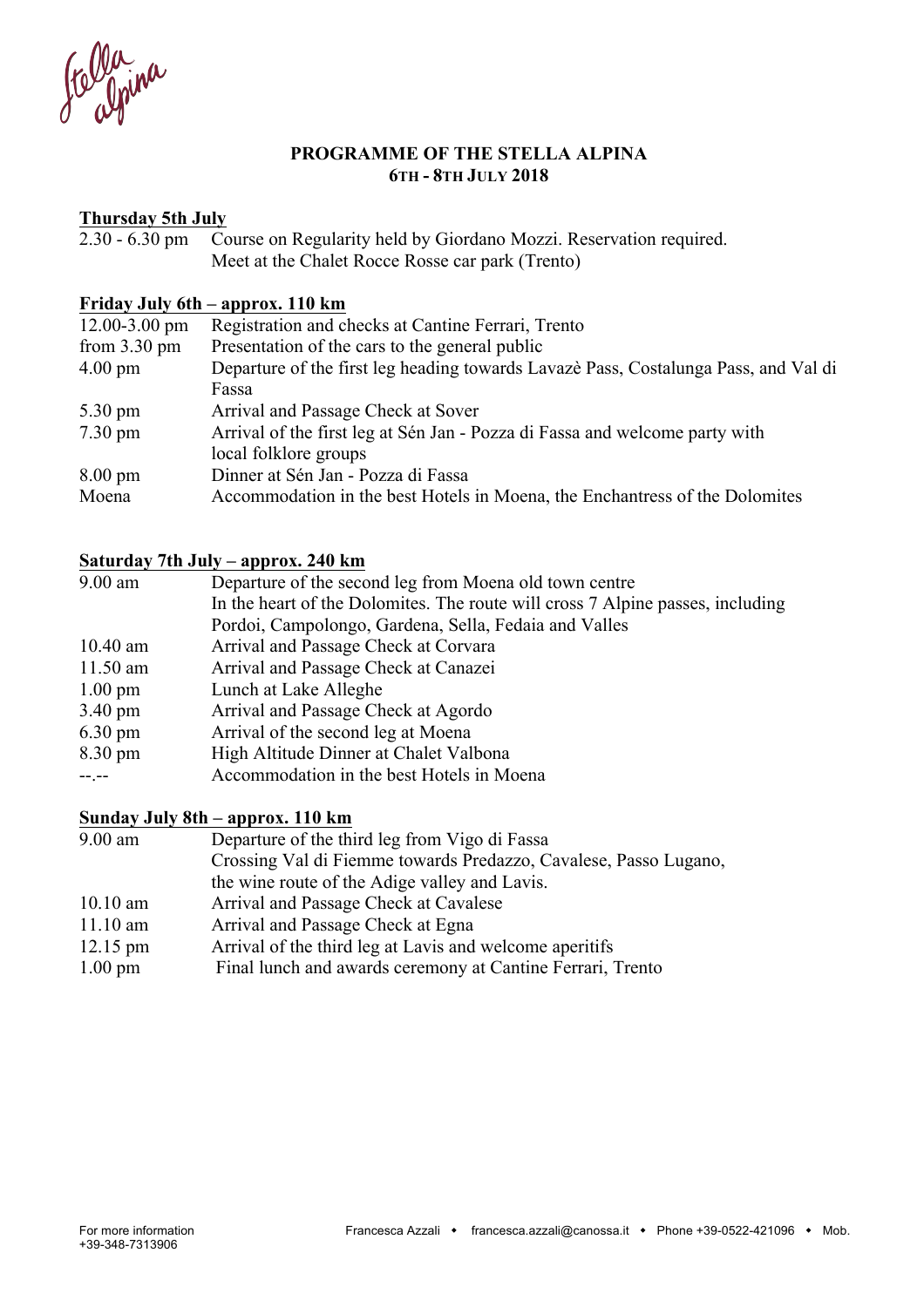# PROGRAMME OF THE STELLA ALPINA
## 6TH - 8TH JULY 2018

### Thursday 5th July

| | |
|---|---|
| 2.30 - 6.30 pm | Course on Regularity held by Giordano Mozzi. Reservation required. Meet at the Chalet Rocce Rosse car park (Trento) |

### Friday July 6th – approx. 110 km

| | |
|---|---|
| 12.00-3.00 pm | Registration and checks at Cantine Ferrari, Trento |
| from 3.30 pm | Presentation of the cars to the general public |
| 4.00 pm | Departure of the first leg heading towards Lavazè Pass, Costalunga Pass, and Val di Fassa |
| 5.30 pm | Arrival and Passage Check at Sover |
| 7.30 pm | Arrival of the first leg at Sén Jan - Pozza di Fassa and welcome party with local folklore groups |
| 8.00 pm | Dinner at Sén Jan - Pozza di Fassa |
| Moena | Accommodation in the best Hotels in Moena, the Enchantress of the Dolomites |

### Saturday 7th July – approx. 240 km

| | |
|---|---|
| 9.00 am | Departure of the second leg from Moena old town centre In the heart of the Dolomites. The route will cross 7 Alpine passes, including Pordoi, Campolongo, Gardena, Sella, Fedaia and Valles |
| 10.40 am | Arrival and Passage Check at Corvara |
| 11.50 am | Arrival and Passage Check at Canazei |
| 1.00 pm | Lunch at Lake Alleghe |
| 3.40 pm | Arrival and Passage Check at Agordo |
| 6.30 pm | Arrival of the second leg at Moena |
| 8.30 pm | High Altitude Dinner at Chalet Valbona |
| --.-- | Accommodation in the best Hotels in Moena |

### Sunday July 8th – approx. 110 km

| | |
|---|---|
| 9.00 am | Departure of the third leg from Vigo di Fassa Crossing Val di Fiemme towards Predazzo, Cavalese, Passo Lugano, the wine route of the Adige valley and Lavis. |
| 10.10 am | Arrival and Passage Check at Cavalese |
| 11.10 am | Arrival and Passage Check at Egna |
| 12.15 pm | Arrival of the third leg at Lavis and welcome aperitifs |
| 1.00 pm | Final lunch and awards ceremony at Cantine Ferrari, Trento |

For more information Francesca Azzali • francesca.azzali@canossa.it • Phone +39-0522-421096 • Mob. +39-348-7313906